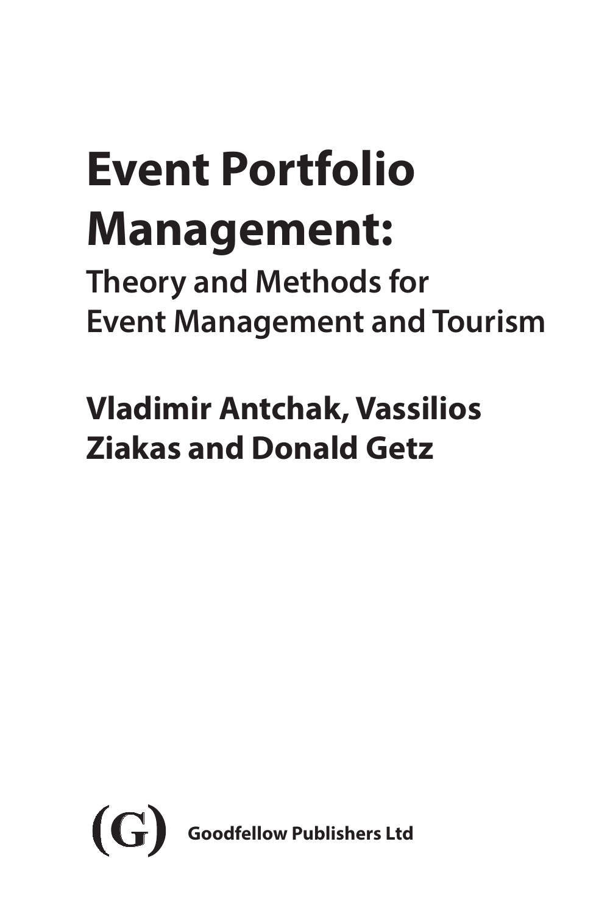# Event Portfolio Management:

## Theory and Methods for Event Management and Tourism

**Vladimir Antchak, Vassilios Ziakas and Donald Getz**

(G) **Goodfellow Publishers Ltd**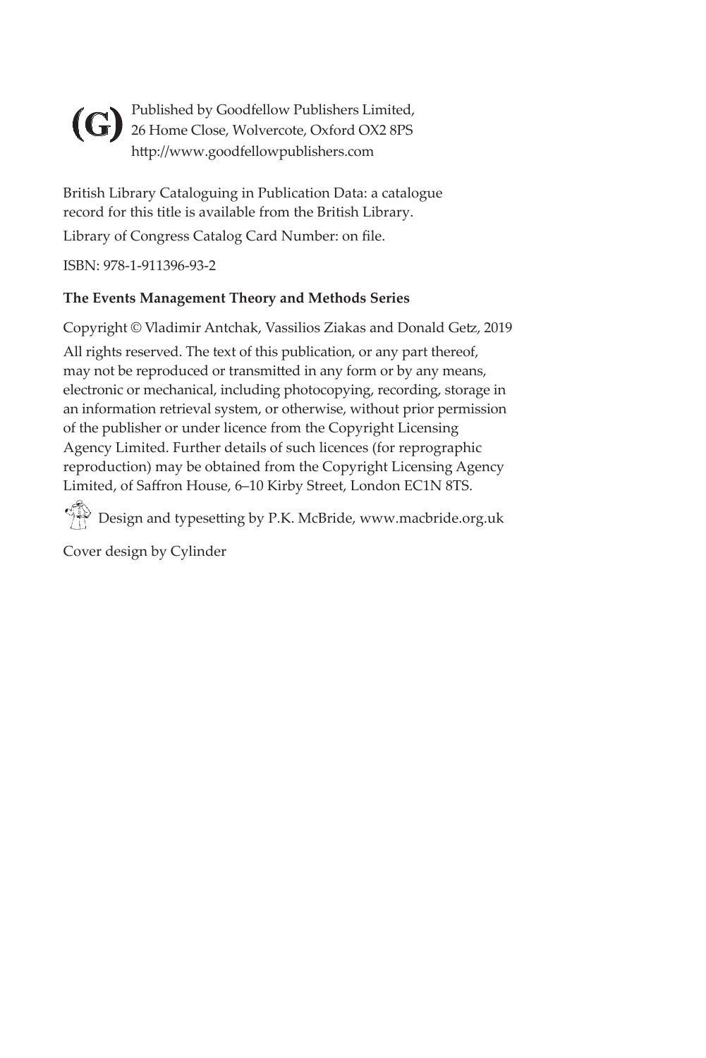(G) Published by Goodfellow Publishers Limited,
26 Home Close, Wolvercote, Oxford OX2 8PS
http://www.goodfellowpublishers.com

British Library Cataloguing in Publication Data: a catalogue record for this title is available from the British Library.

Library of Congress Catalog Card Number: on file.

ISBN: 978-1-911396-93-2

**The Events Management Theory and Methods Series**

Copyright © Vladimir Antchak, Vassilios Ziakas and Donald Getz, 2019

All rights reserved. The text of this publication, or any part thereof, may not be reproduced or transmitted in any form or by any means, electronic or mechanical, including photocopying, recording, storage in an information retrieval system, or otherwise, without prior permission of the publisher or under licence from the Copyright Licensing Agency Limited. Further details of such licences (for reprographic reproduction) may be obtained from the Copyright Licensing Agency Limited, of Saffron House, 6–10 Kirby Street, London EC1N 8TS.

Design and typesetting by P.K. McBride, www.macbride.org.uk

Cover design by Cylinder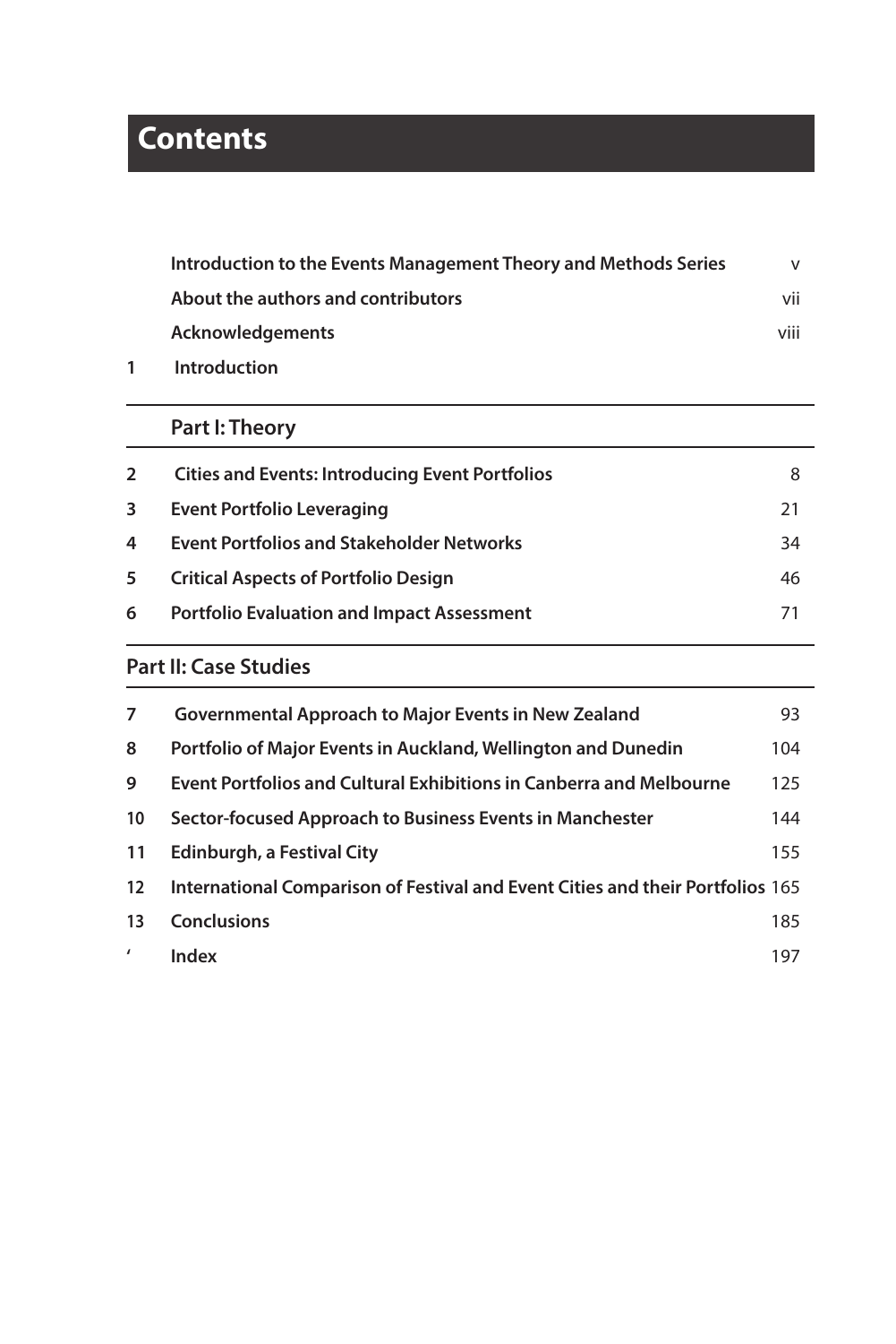# Contents

| | | |
|---|---|---|
| | **Introduction to the Events Management Theory and Methods Series** | v |
| | **About the authors and contributors** | vii |
| | **Acknowledgements** | viii |
| **1** | **Introduction** | |

## Part I: Theory

| | | |
|---|---|---|
| **2** | **Cities and Events: Introducing Event Portfolios** | 8 |
| **3** | **Event Portfolio Leveraging** | 21 |
| **4** | **Event Portfolios and Stakeholder Networks** | 34 |
| **5** | **Critical Aspects of Portfolio Design** | 46 |
| **6** | **Portfolio Evaluation and Impact Assessment** | 71 |

## Part II: Case Studies

| | | |
|---|---|---|
| **7** | **Governmental Approach to Major Events in New Zealand** | 93 |
| **8** | **Portfolio of Major Events in Auckland, Wellington and Dunedin** | 104 |
| **9** | **Event Portfolios and Cultural Exhibitions in Canberra and Melbourne** | 125 |
| **10** | **Sector-focused Approach to Business Events in Manchester** | 144 |
| **11** | **Edinburgh, a Festival City** | 155 |
| **12** | **International Comparison of Festival and Event Cities and their Portfolios** | 165 |
| **13** | **Conclusions** | 185 |
| **'** | **Index** | 197 |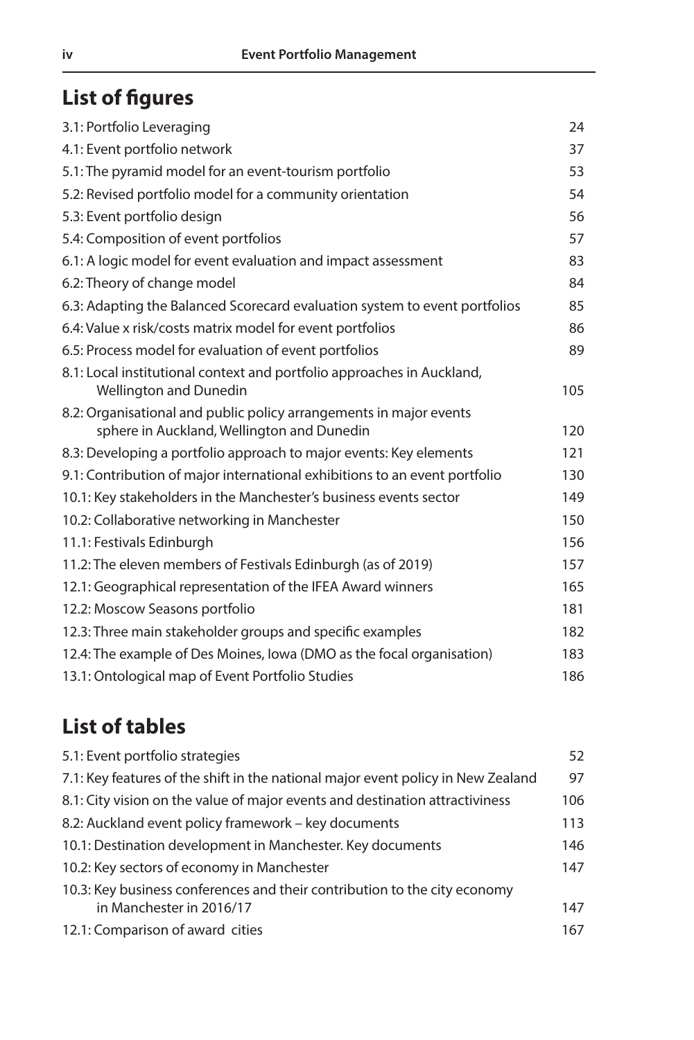## List of figures

| | |
|---|---|
| 3.1: Portfolio Leveraging | 24 |
| 4.1: Event portfolio network | 37 |
| 5.1: The pyramid model for an event-tourism portfolio | 53 |
| 5.2: Revised portfolio model for a community orientation | 54 |
| 5.3: Event portfolio design | 56 |
| 5.4: Composition of event portfolios | 57 |
| 6.1: A logic model for event evaluation and impact assessment | 83 |
| 6.2: Theory of change model | 84 |
| 6.3: Adapting the Balanced Scorecard evaluation system to event portfolios | 85 |
| 6.4: Value x risk/costs matrix model for event portfolios | 86 |
| 6.5: Process model for evaluation of event portfolios | 89 |
| 8.1: Local institutional context and portfolio approaches in Auckland, Wellington and Dunedin | 105 |
| 8.2: Organisational and public policy arrangements in major events sphere in Auckland, Wellington and Dunedin | 120 |
| 8.3: Developing a portfolio approach to major events: Key elements | 121 |
| 9.1: Contribution of major international exhibitions to an event portfolio | 130 |
| 10.1: Key stakeholders in the Manchester's business events sector | 149 |
| 10.2: Collaborative networking in Manchester | 150 |
| 11.1: Festivals Edinburgh | 156 |
| 11.2: The eleven members of Festivals Edinburgh (as of 2019) | 157 |
| 12.1: Geographical representation of the IFEA Award winners | 165 |
| 12.2: Moscow Seasons portfolio | 181 |
| 12.3: Three main stakeholder groups and specific examples | 182 |
| 12.4: The example of Des Moines, Iowa (DMO as the focal organisation) | 183 |
| 13.1: Ontological map of Event Portfolio Studies | 186 |

## List of tables

| | |
|---|---|
| 5.1: Event portfolio strategies | 52 |
| 7.1: Key features of the shift in the national major event policy in New Zealand | 97 |
| 8.1: City vision on the value of major events and destination attractiviness | 106 |
| 8.2: Auckland event policy framework – key documents | 113 |
| 10.1: Destination development in Manchester. Key documents | 146 |
| 10.2: Key sectors of economy in Manchester | 147 |
| 10.3: Key business conferences and their contribution to the city economy in Manchester in 2016/17 | 147 |
| 12.1: Comparison of award cities | 167 |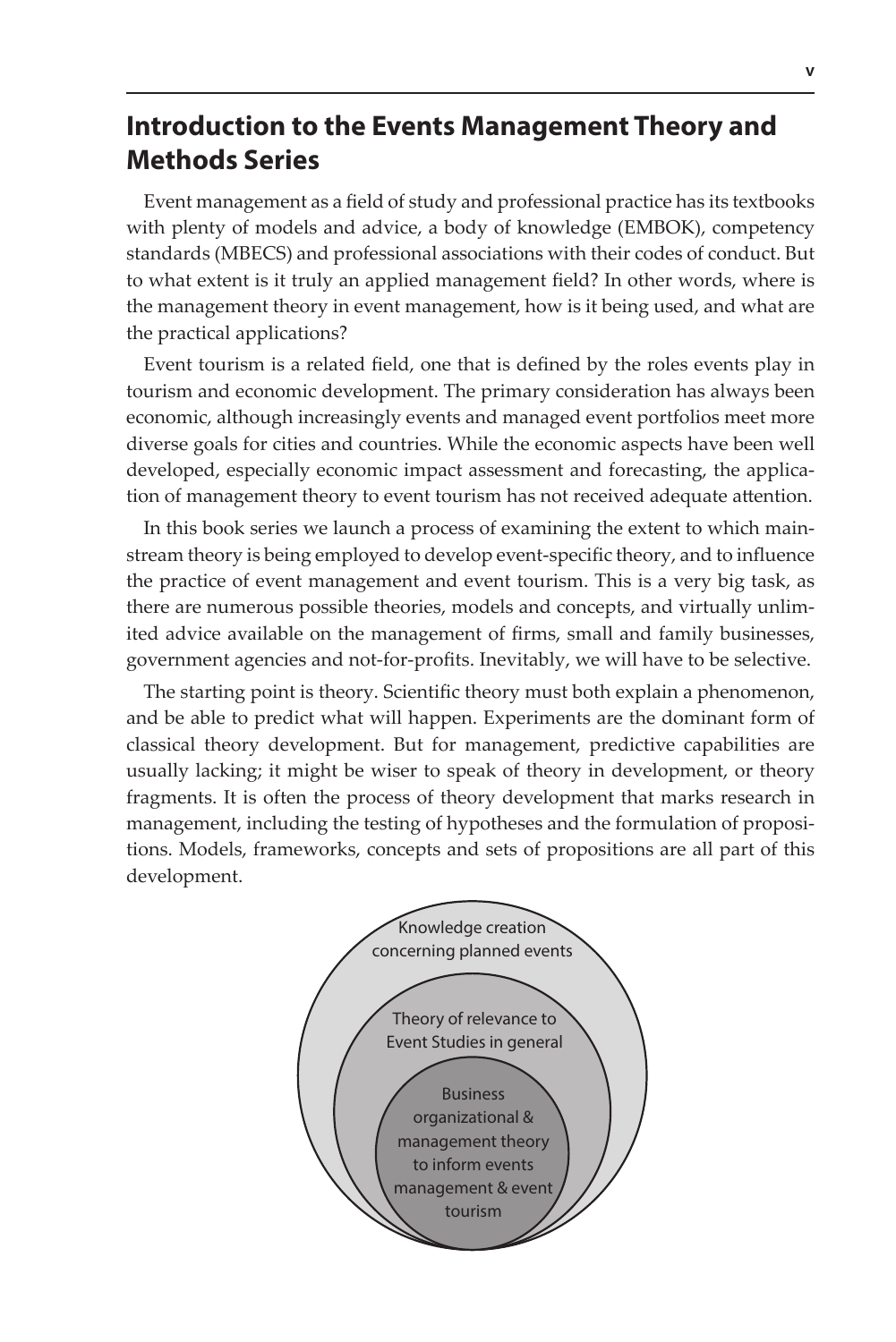## Introduction to the Events Management Theory and Methods Series

Event management as a field of study and professional practice has its textbooks with plenty of models and advice, a body of knowledge (EMBOK), competency standards (MBECS) and professional associations with their codes of conduct. But to what extent is it truly an applied management field? In other words, where is the management theory in event management, how is it being used, and what are the practical applications?

Event tourism is a related field, one that is defined by the roles events play in tourism and economic development. The primary consideration has always been economic, although increasingly events and managed event portfolios meet more diverse goals for cities and countries. While the economic aspects have been well developed, especially economic impact assessment and forecasting, the application of management theory to event tourism has not received adequate attention.

In this book series we launch a process of examining the extent to which mainstream theory is being employed to develop event-specific theory, and to influence the practice of event management and event tourism. This is a very big task, as there are numerous possible theories, models and concepts, and virtually unlimited advice available on the management of firms, small and family businesses, government agencies and not-for-profits. Inevitably, we will have to be selective.

The starting point is theory. Scientific theory must both explain a phenomenon, and be able to predict what will happen. Experiments are the dominant form of classical theory development. But for management, predictive capabilities are usually lacking; it might be wiser to speak of theory in development, or theory fragments. It is often the process of theory development that marks research in management, including the testing of hypotheses and the formulation of propositions. Models, frameworks, concepts and sets of propositions are all part of this development.

Knowledge creation concerning planned events

Theory of relevance to Event Studies in general

Business organizational & management theory to inform events management & event tourism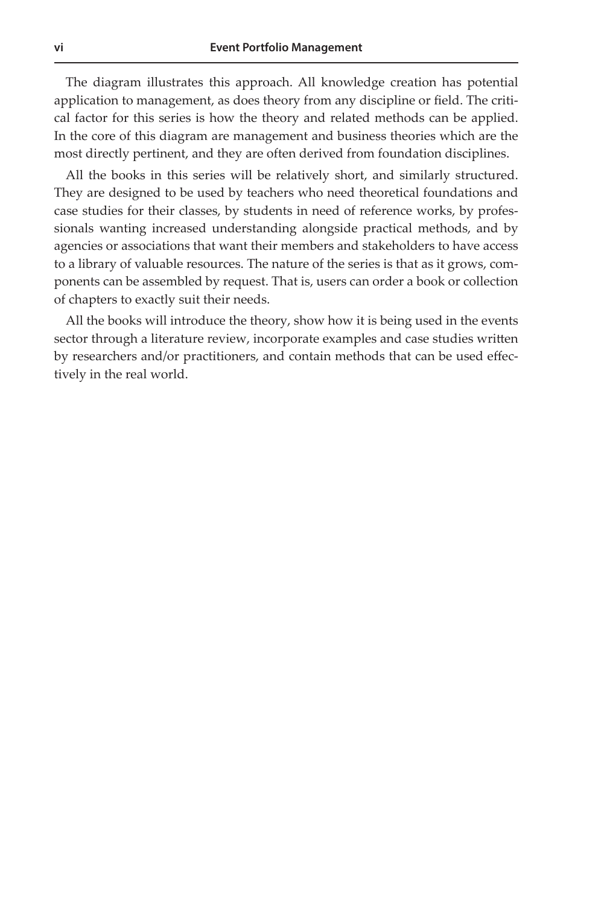The diagram illustrates this approach. All knowledge creation has potential application to management, as does theory from any discipline or field. The critical factor for this series is how the theory and related methods can be applied. In the core of this diagram are management and business theories which are the most directly pertinent, and they are often derived from foundation disciplines.

All the books in this series will be relatively short, and similarly structured. They are designed to be used by teachers who need theoretical foundations and case studies for their classes, by students in need of reference works, by professionals wanting increased understanding alongside practical methods, and by agencies or associations that want their members and stakeholders to have access to a library of valuable resources. The nature of the series is that as it grows, components can be assembled by request. That is, users can order a book or collection of chapters to exactly suit their needs.

All the books will introduce the theory, show how it is being used in the events sector through a literature review, incorporate examples and case studies written by researchers and/or practitioners, and contain methods that can be used effectively in the real world.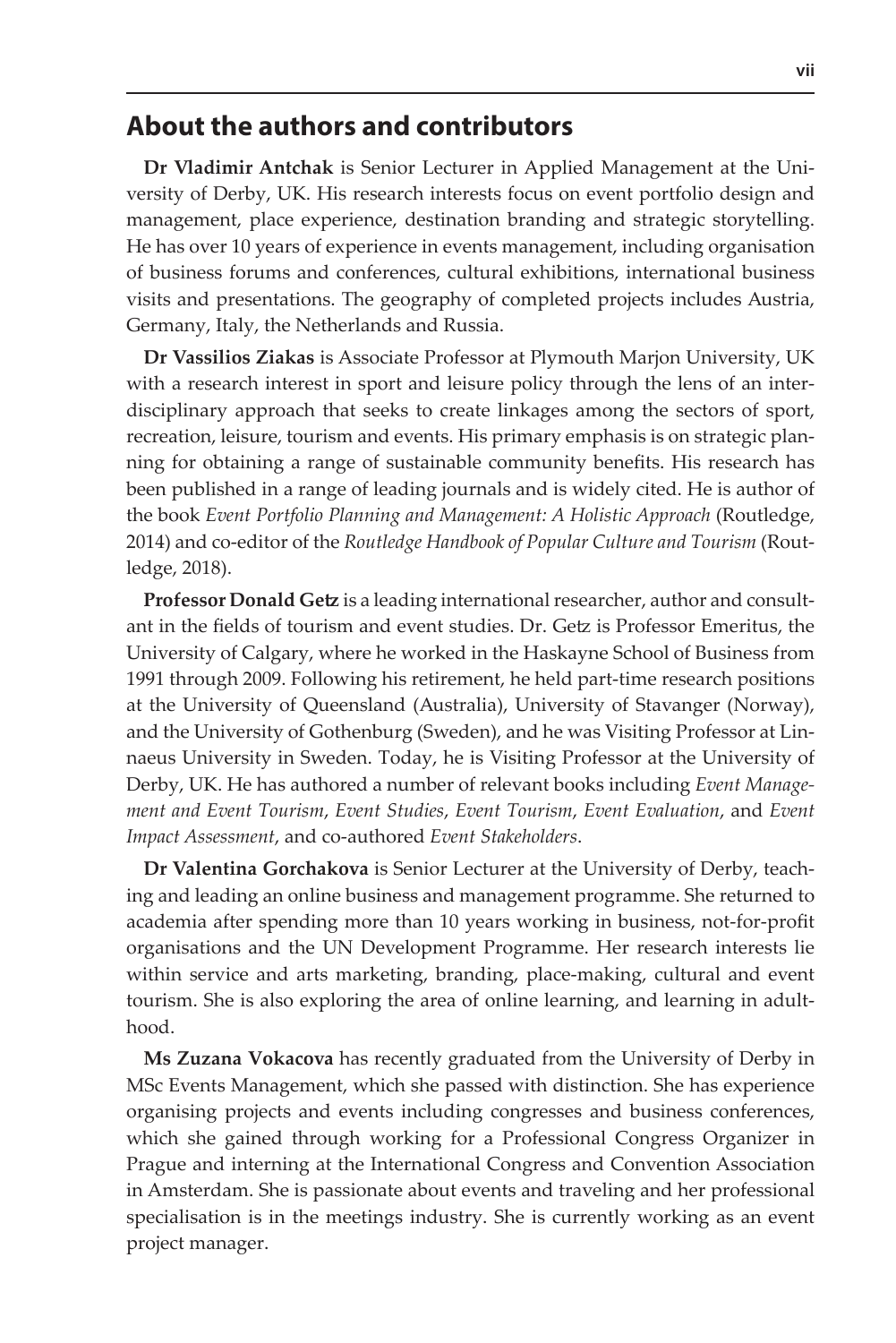## About the authors and contributors

**Dr Vladimir Antchak** is Senior Lecturer in Applied Management at the University of Derby, UK. His research interests focus on event portfolio design and management, place experience, destination branding and strategic storytelling. He has over 10 years of experience in events management, including organisation of business forums and conferences, cultural exhibitions, international business visits and presentations. The geography of completed projects includes Austria, Germany, Italy, the Netherlands and Russia.

**Dr Vassilios Ziakas** is Associate Professor at Plymouth Marjon University, UK with a research interest in sport and leisure policy through the lens of an interdisciplinary approach that seeks to create linkages among the sectors of sport, recreation, leisure, tourism and events. His primary emphasis is on strategic planning for obtaining a range of sustainable community benefits. His research has been published in a range of leading journals and is widely cited. He is author of the book *Event Portfolio Planning and Management: A Holistic Approach* (Routledge, 2014) and co-editor of the *Routledge Handbook of Popular Culture and Tourism* (Routledge, 2018).

**Professor Donald Getz** is a leading international researcher, author and consultant in the fields of tourism and event studies. Dr. Getz is Professor Emeritus, the University of Calgary, where he worked in the Haskayne School of Business from 1991 through 2009. Following his retirement, he held part-time research positions at the University of Queensland (Australia), University of Stavanger (Norway), and the University of Gothenburg (Sweden), and he was Visiting Professor at Linnaeus University in Sweden. Today, he is Visiting Professor at the University of Derby, UK. He has authored a number of relevant books including *Event Management and Event Tourism*, *Event Studies*, *Event Tourism*, *Event Evaluation*, and *Event Impact Assessment*, and co-authored *Event Stakeholders*.

**Dr Valentina Gorchakova** is Senior Lecturer at the University of Derby, teaching and leading an online business and management programme. She returned to academia after spending more than 10 years working in business, not-for-profit organisations and the UN Development Programme. Her research interests lie within service and arts marketing, branding, place-making, cultural and event tourism. She is also exploring the area of online learning, and learning in adulthood.

**Ms Zuzana Vokacova** has recently graduated from the University of Derby in MSc Events Management, which she passed with distinction. She has experience organising projects and events including congresses and business conferences, which she gained through working for a Professional Congress Organizer in Prague and interning at the International Congress and Convention Association in Amsterdam. She is passionate about events and traveling and her professional specialisation is in the meetings industry. She is currently working as an event project manager.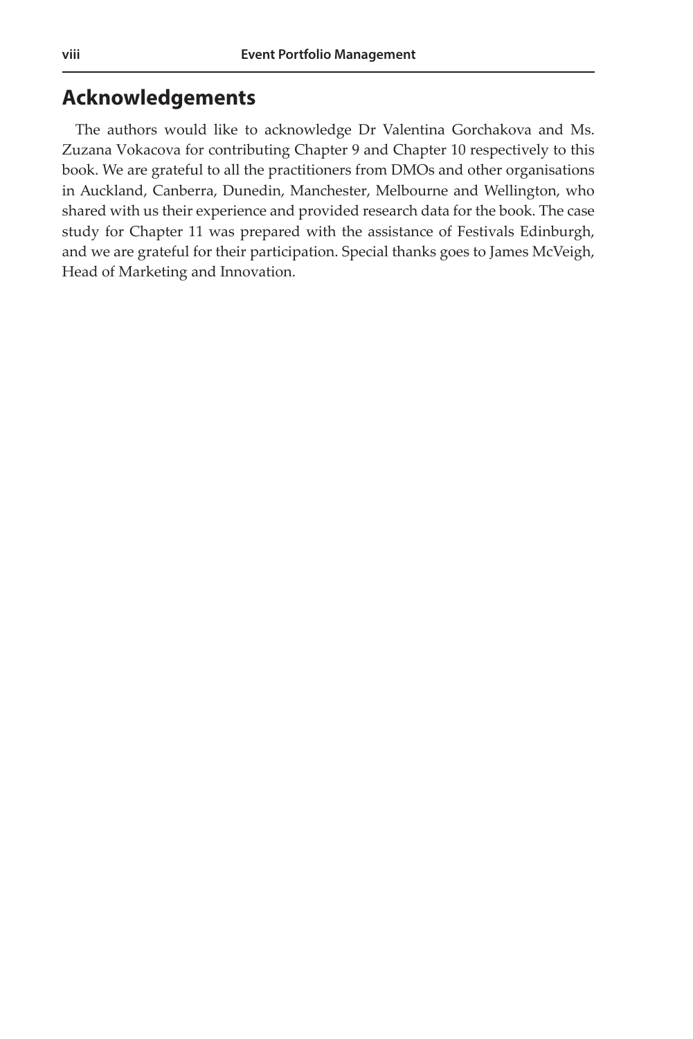## Acknowledgements

The authors would like to acknowledge Dr Valentina Gorchakova and Ms. Zuzana Vokacova for contributing Chapter 9 and Chapter 10 respectively to this book. We are grateful to all the practitioners from DMOs and other organisations in Auckland, Canberra, Dunedin, Manchester, Melbourne and Wellington, who shared with us their experience and provided research data for the book. The case study for Chapter 11 was prepared with the assistance of Festivals Edinburgh, and we are grateful for their participation. Special thanks goes to James McVeigh, Head of Marketing and Innovation.